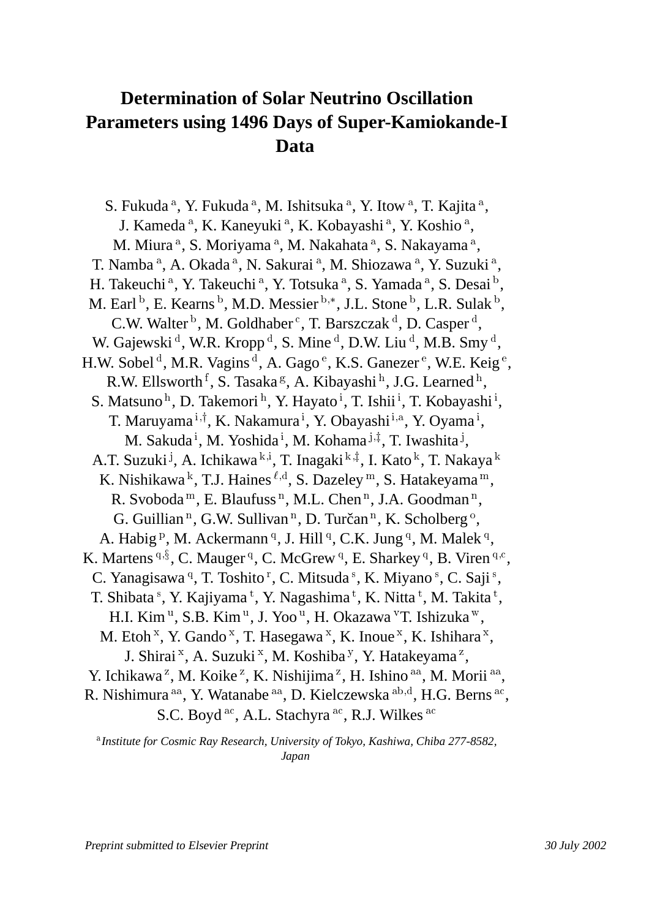# Determination of Solar Neutrino Oscillation Parameters using 1496 Days of Super-Kamiokande-I Data

S. Fukuda [a], Y. Fukuda [a], M. Ishitsuka [a], Y. Itow [a], T. Kajita [a], J. Kameda [a], K. Kaneyuki [a], K. Kobayashi [a], Y. Koshio [a], M. Miura [a], S. Moriyama [a], M. Nakahata [a], S. Nakayama [a], T. Namba [a], A. Okada [a], N. Sakurai [a], M. Shiozawa [a], Y. Suzuki [a], H. Takeuchi [a], Y. Takeuchi [a], Y. Totsuka [a], S. Yamada [a], S. Desai [b], M. Earl [b], E. Kearns [b], M.D. Messier [b,*], J.L. Stone [b], L.R. Sulak [b], C.W. Walter [b], M. Goldhaber [c], T. Barszczak [d], D. Casper [d], W. Gajewski [d], W.R. Kropp [d], S. Mine [d], D.W. Liu [d], M.B. Smy [d], H.W. Sobel [d], M.R. Vagins [d], A. Gago [e], K.S. Ganezer [e], W.E. Keig [e], R.W. Ellsworth [f], S. Tasaka [g], A. Kibayashi [h], J.G. Learned [h], S. Matsuno [h], D. Takemori [h], Y. Hayato [i], T. Ishii [i], T. Kobayashi [i], T. Maruyama [i,†], K. Nakamura [i], Y. Obayashi [i,a], Y. Oyama [i], M. Sakuda [i], M. Yoshida [i], M. Kohama [j,‡], T. Iwashita [j], A.T. Suzuki [j], A. Ichikawa [k,i], T. Inagaki [k,‡], I. Kato [k], T. Nakaya [k] K. Nishikawa [k], T.J. Haines [ℓ,d], S. Dazeley [m], S. Hatakeyama [m], R. Svoboda [m], E. Blaufuss [n], M.L. Chen [n], J.A. Goodman [n], G. Guillian [n], G.W. Sullivan [n], D. Turčan [n], K. Scholberg [o], A. Habig [p], M. Ackermann [q], J. Hill [q], C.K. Jung [q], M. Malek [q], K. Martens [q,§], C. Mauger [q], C. McGrew [q], E. Sharkey [q], B. Viren [q,c], C. Yanagisawa [q], T. Toshito [r], C. Mitsuda [s], K. Miyano [s], C. Saji [s], T. Shibata [s], Y. Kajiyama [t], Y. Nagashima [t], K. Nitta [t], M. Takita [t], H.I. Kim [u], S.B. Kim [u], J. Yoo [u], H. Okazawa [v] T. Ishizuka [w], M. Etoh [x], Y. Gando [x], T. Hasegawa [x], K. Inoue [x], K. Ishihara [x], J. Shirai [x], A. Suzuki [x], M. Koshiba [y], Y. Hatakeyama [z], Y. Ichikawa [z], M. Koike [z], K. Nishijima [z], H. Ishino [aa], M. Morii [aa], R. Nishimura [aa], Y. Watanabe [aa], D. Kielczewska [ab,d], H.G. Berns [ac], S.C. Boyd [ac], A.L. Stachyra [ac], R.J. Wilkes [ac]

[a] *Institute for Cosmic Ray Research, University of Tokyo, Kashiwa, Chiba 277-8582, Japan*

*Preprint submitted to Elsevier Preprint* — *30 July 2002*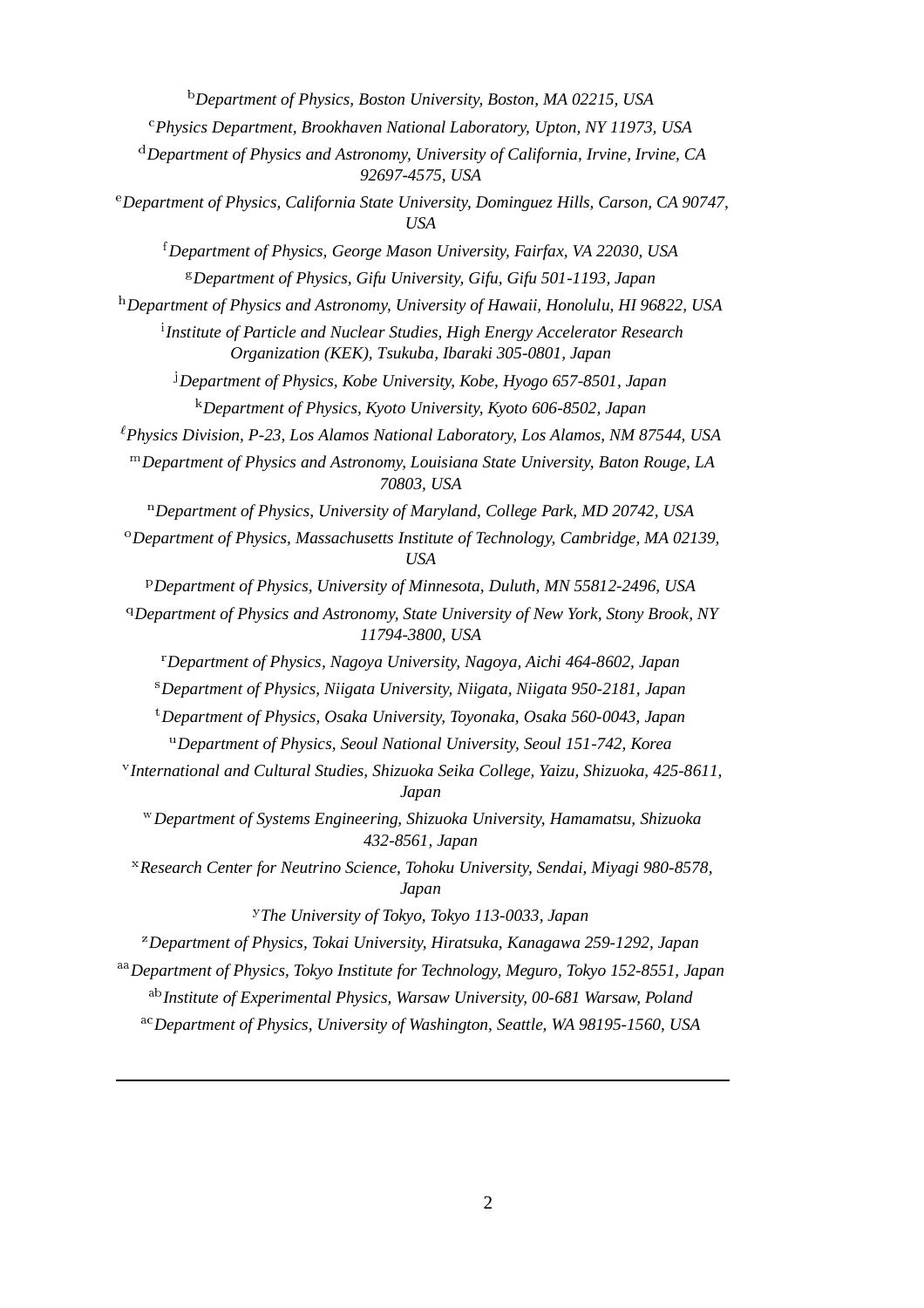[b] *Department of Physics, Boston University, Boston, MA 02215, USA*

[c] *Physics Department, Brookhaven National Laboratory, Upton, NY 11973, USA*

[d] *Department of Physics and Astronomy, University of California, Irvine, Irvine, CA 92697-4575, USA*

[e] *Department of Physics, California State University, Dominguez Hills, Carson, CA 90747, USA*

[f] *Department of Physics, George Mason University, Fairfax, VA 22030, USA*

[g] *Department of Physics, Gifu University, Gifu, Gifu 501-1193, Japan*

[h] *Department of Physics and Astronomy, University of Hawaii, Honolulu, HI 96822, USA*

[i] *Institute of Particle and Nuclear Studies, High Energy Accelerator Research Organization (KEK), Tsukuba, Ibaraki 305-0801, Japan*

[j] *Department of Physics, Kobe University, Kobe, Hyogo 657-8501, Japan*

[k] *Department of Physics, Kyoto University, Kyoto 606-8502, Japan*

[ℓ] *Physics Division, P-23, Los Alamos National Laboratory, Los Alamos, NM 87544, USA*

[m] *Department of Physics and Astronomy, Louisiana State University, Baton Rouge, LA 70803, USA*

[n] *Department of Physics, University of Maryland, College Park, MD 20742, USA*

[o] *Department of Physics, Massachusetts Institute of Technology, Cambridge, MA 02139, USA*

[p] *Department of Physics, University of Minnesota, Duluth, MN 55812-2496, USA*

[q] *Department of Physics and Astronomy, State University of New York, Stony Brook, NY 11794-3800, USA*

[r] *Department of Physics, Nagoya University, Nagoya, Aichi 464-8602, Japan*

[s] *Department of Physics, Niigata University, Niigata, Niigata 950-2181, Japan*

[t] *Department of Physics, Osaka University, Toyonaka, Osaka 560-0043, Japan*

[u] *Department of Physics, Seoul National University, Seoul 151-742, Korea*

[v] *International and Cultural Studies, Shizuoka Seika College, Yaizu, Shizuoka, 425-8611, Japan*

[w] *Department of Systems Engineering, Shizuoka University, Hamamatsu, Shizuoka 432-8561, Japan*

[x] *Research Center for Neutrino Science, Tohoku University, Sendai, Miyagi 980-8578, Japan*

[y] *The University of Tokyo, Tokyo 113-0033, Japan*

[z] *Department of Physics, Tokai University, Hiratsuka, Kanagawa 259-1292, Japan*

[aa] *Department of Physics, Tokyo Institute for Technology, Meguro, Tokyo 152-8551, Japan*

[ab] *Institute of Experimental Physics, Warsaw University, 00-681 Warsaw, Poland*

[ac] *Department of Physics, University of Washington, Seattle, WA 98195-1560, USA*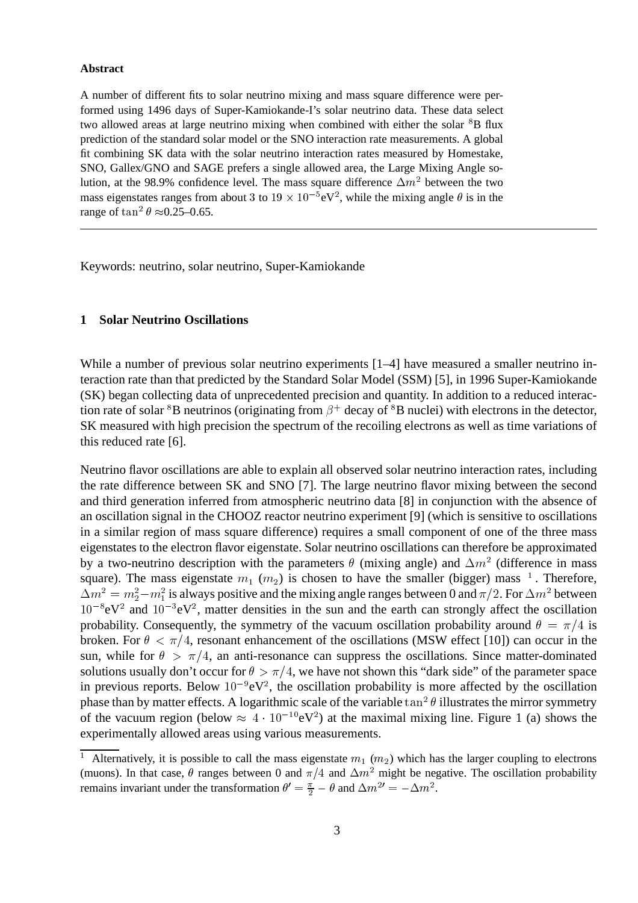**Abstract**

A number of different fits to solar neutrino mixing and mass square difference were performed using 1496 days of Super-Kamiokande-I's solar neutrino data. These data select two allowed areas at large neutrino mixing when combined with either the solar $^8$B flux prediction of the standard solar model or the SNO interaction rate measurements. A global fit combining SK data with the solar neutrino interaction rates measured by Homestake, SNO, Gallex/GNO and SAGE prefers a single allowed area, the Large Mixing Angle solution, at the 98.9% confidence level. The mass square difference $\Delta m^2$ between the two mass eigenstates ranges from about 3 to $19 \times 10^{-5}$eV$^2$, while the mixing angle $\theta$ is in the range of $\tan^2\theta \approx$0.25–0.65.

---

Keywords: neutrino, solar neutrino, Super-Kamiokande

## 1 Solar Neutrino Oscillations

While a number of previous solar neutrino experiments [1–4] have measured a smaller neutrino interaction rate than that predicted by the Standard Solar Model (SSM) [5], in 1996 Super-Kamiokande (SK) began collecting data of unprecedented precision and quantity. In addition to a reduced interaction rate of solar $^8$B neutrinos (originating from $\beta^+$ decay of $^8$B nuclei) with electrons in the detector, SK measured with high precision the spectrum of the recoiling electrons as well as time variations of this reduced rate [6].

Neutrino flavor oscillations are able to explain all observed solar neutrino interaction rates, including the rate difference between SK and SNO [7]. The large neutrino flavor mixing between the second and third generation inferred from atmospheric neutrino data [8] in conjunction with the absence of an oscillation signal in the CHOOZ reactor neutrino experiment [9] (which is sensitive to oscillations in a similar region of mass square difference) requires a small component of one of the three mass eigenstates to the electron flavor eigenstate. Solar neutrino oscillations can therefore be approximated by a two-neutrino description with the parameters $\theta$ (mixing angle) and $\Delta m^2$ (difference in mass square). The mass eigenstate $m_1$ ($m_2$) is chosen to have the smaller (bigger) mass [1]. Therefore, $\Delta m^2 = m_2^2 - m_1^2$ is always positive and the mixing angle ranges between 0 and $\pi/2$. For $\Delta m^2$ between $10^{-8}$eV$^2$ and $10^{-3}$eV$^2$, matter densities in the sun and the earth can strongly affect the oscillation probability. Consequently, the symmetry of the vacuum oscillation probability around $\theta = \pi/4$ is broken. For $\theta < \pi/4$, resonant enhancement of the oscillations (MSW effect [10]) can occur in the sun, while for $\theta > \pi/4$, an anti-resonance can suppress the oscillations. Since matter-dominated solutions usually don't occur for $\theta > \pi/4$, we have not shown this "dark side" of the parameter space in previous reports. Below $10^{-9}$eV$^2$, the oscillation probability is more affected by the oscillation phase than by matter effects. A logarithmic scale of the variable $\tan^2\theta$ illustrates the mirror symmetry of the vacuum region (below $\approx 4 \cdot 10^{-10}$eV$^2$) at the maximal mixing line. Figure 1 (a) shows the experimentally allowed areas using various measurements.

---

[1] Alternatively, it is possible to call the mass eigenstate $m_1$ ($m_2$) which has the larger coupling to electrons (muons). In that case, $\theta$ ranges between 0 and $\pi/4$ and $\Delta m^2$ might be negative. The oscillation probability remains invariant under the transformation $\theta' = \frac{\pi}{2} - \theta$ and $\Delta m^{2\prime} = -\Delta m^2$.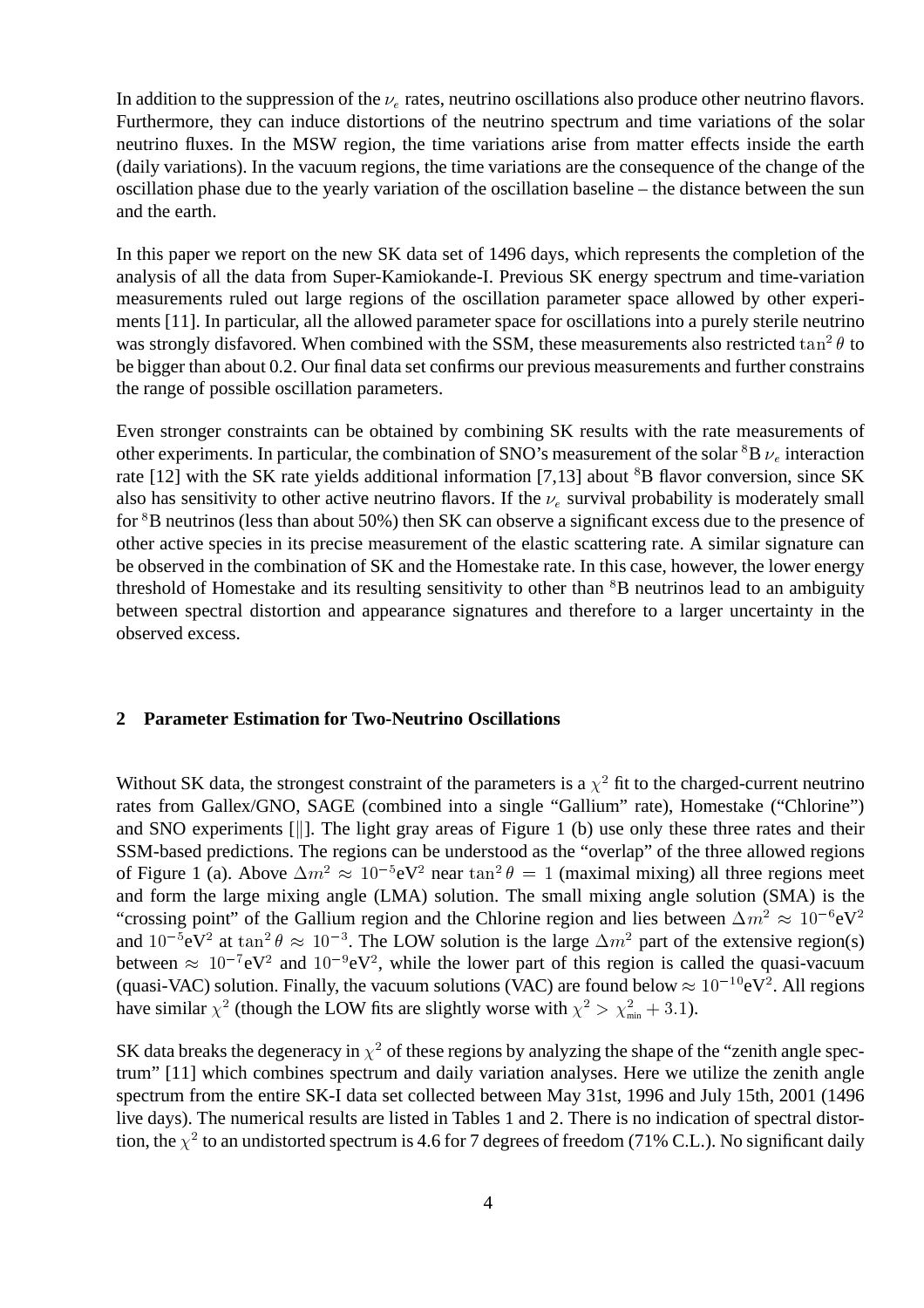In addition to the suppression of the $\nu_e$ rates, neutrino oscillations also produce other neutrino flavors. Furthermore, they can induce distortions of the neutrino spectrum and time variations of the solar neutrino fluxes. In the MSW region, the time variations arise from matter effects inside the earth (daily variations). In the vacuum regions, the time variations are the consequence of the change of the oscillation phase due to the yearly variation of the oscillation baseline – the distance between the sun and the earth.

In this paper we report on the new SK data set of 1496 days, which represents the completion of the analysis of all the data from Super-Kamiokande-I. Previous SK energy spectrum and time-variation measurements ruled out large regions of the oscillation parameter space allowed by other experiments [11]. In particular, all the allowed parameter space for oscillations into a purely sterile neutrino was strongly disfavored. When combined with the SSM, these measurements also restricted $\tan^2\theta$ to be bigger than about 0.2. Our final data set confirms our previous measurements and further constrains the range of possible oscillation parameters.

Even stronger constraints can be obtained by combining SK results with the rate measurements of other experiments. In particular, the combination of SNO's measurement of the solar $^8$B $\nu_e$ interaction rate [12] with the SK rate yields additional information [7,13] about $^8$B flavor conversion, since SK also has sensitivity to other active neutrino flavors. If the $\nu_e$ survival probability is moderately small for $^8$B neutrinos (less than about 50%) then SK can observe a significant excess due to the presence of other active species in its precise measurement of the elastic scattering rate. A similar signature can be observed in the combination of SK and the Homestake rate. In this case, however, the lower energy threshold of Homestake and its resulting sensitivity to other than $^8$B neutrinos lead to an ambiguity between spectral distortion and appearance signatures and therefore to a larger uncertainty in the observed excess.

## 2 Parameter Estimation for Two-Neutrino Oscillations

Without SK data, the strongest constraint of the parameters is a $\chi^2$ fit to the charged-current neutrino rates from Gallex/GNO, SAGE (combined into a single "Gallium" rate), Homestake ("Chlorine") and SNO experiments [||]. The light gray areas of Figure 1 (b) use only these three rates and their SSM-based predictions. The regions can be understood as the "overlap" of the three allowed regions of Figure 1 (a). Above $\Delta m^2 \approx 10^{-5}\text{eV}^2$ near $\tan^2\theta = 1$ (maximal mixing) all three regions meet and form the large mixing angle (LMA) solution. The small mixing angle solution (SMA) is the "crossing point" of the Gallium region and the Chlorine region and lies between $\Delta m^2 \approx 10^{-6}\text{eV}^2$ and $10^{-5}\text{eV}^2$ at $\tan^2\theta \approx 10^{-3}$. The LOW solution is the large $\Delta m^2$ part of the extensive region(s) between $\approx 10^{-7}\text{eV}^2$ and $10^{-9}\text{eV}^2$, while the lower part of this region is called the quasi-vacuum (quasi-VAC) solution. Finally, the vacuum solutions (VAC) are found below $\approx 10^{-10}\text{eV}^2$. All regions have similar $\chi^2$ (though the LOW fits are slightly worse with $\chi^2 > \chi^2_{\text{min}} + 3.1$).

SK data breaks the degeneracy in $\chi^2$ of these regions by analyzing the shape of the "zenith angle spectrum" [11] which combines spectrum and daily variation analyses. Here we utilize the zenith angle spectrum from the entire SK-I data set collected between May 31st, 1996 and July 15th, 2001 (1496 live days). The numerical results are listed in Tables 1 and 2. There is no indication of spectral distortion, the $\chi^2$ to an undistorted spectrum is 4.6 for 7 degrees of freedom (71% C.L.). No significant daily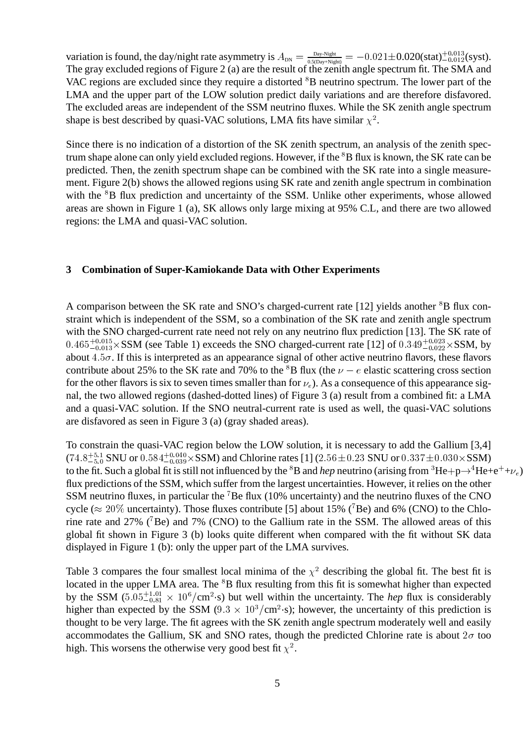variation is found, the day/night rate asymmetry is $A_{\rm DN} = \frac{\text{Day-Night}}{0.5(\text{Day+Night})} = -0.021 \pm 0.020(\text{stat})^{+0.013}_{-0.012}(\text{syst})$. The gray excluded regions of Figure 2 (a) are the result of the zenith angle spectrum fit. The SMA and VAC regions are excluded since they require a distorted $^8$B neutrino spectrum. The lower part of the LMA and the upper part of the LOW solution predict daily variations and are therefore disfavored. The excluded areas are independent of the SSM neutrino fluxes. While the SK zenith angle spectrum shape is best described by quasi-VAC solutions, LMA fits have similar $\chi^2$.

Since there is no indication of a distortion of the SK zenith spectrum, an analysis of the zenith spectrum shape alone can only yield excluded regions. However, if the $^8$B flux is known, the SK rate can be predicted. Then, the zenith spectrum shape can be combined with the SK rate into a single measurement. Figure 2(b) shows the allowed regions using SK rate and zenith angle spectrum in combination with the $^8$B flux prediction and uncertainty of the SSM. Unlike other experiments, whose allowed areas are shown in Figure 1 (a), SK allows only large mixing at 95% C.L, and there are two allowed regions: the LMA and quasi-VAC solution.

## 3 Combination of Super-Kamiokande Data with Other Experiments

A comparison between the SK rate and SNO's charged-current rate [12] yields another $^8$B flux constraint which is independent of the SSM, so a combination of the SK rate and zenith angle spectrum with the SNO charged-current rate need not rely on any neutrino flux prediction [13]. The SK rate of $0.465^{+0.015}_{-0.013}\times$SSM (see Table 1) exceeds the SNO charged-current rate [12] of $0.349^{+0.023}_{-0.022}\times$SSM, by about $4.5\sigma$. If this is interpreted as an appearance signal of other active neutrino flavors, these flavors contribute about 25% to the SK rate and 70% to the $^8$B flux (the $\nu - e$ elastic scattering cross section for the other flavors is six to seven times smaller than for $\nu_e$). As a consequence of this appearance signal, the two allowed regions (dashed-dotted lines) of Figure 3 (a) result from a combined fit: a LMA and a quasi-VAC solution. If the SNO neutral-current rate is used as well, the quasi-VAC solutions are disfavored as seen in Figure 3 (a) (gray shaded areas).

To constrain the quasi-VAC region below the LOW solution, it is necessary to add the Gallium [3,4] ($74.8^{+5.1}_{-5.0}$ SNU or $0.584^{+0.040}_{-0.039}\times$SSM) and Chlorine rates [1] ($2.56\pm0.23$ SNU or $0.337\pm0.030\times$SSM) to the fit. Such a global fit is still not influenced by the $^8$B and *hep* neutrino (arising from $^3$He+p$\rightarrow^4$He+e$^+$+$\nu_e$) flux predictions of the SSM, which suffer from the largest uncertainties. However, it relies on the other SSM neutrino fluxes, in particular the $^7$Be flux (10% uncertainty) and the neutrino fluxes of the CNO cycle ($\approx 20\%$ uncertainty). Those fluxes contribute [5] about 15% ($^7$Be) and 6% (CNO) to the Chlorine rate and 27% ($^7$Be) and 7% (CNO) to the Gallium rate in the SSM. The allowed areas of this global fit shown in Figure 3 (b) looks quite different when compared with the fit without SK data displayed in Figure 1 (b): only the upper part of the LMA survives.

Table 3 compares the four smallest local minima of the $\chi^2$ describing the global fit. The best fit is located in the upper LMA area. The $^8$B flux resulting from this fit is somewhat higher than expected by the SSM ($5.05^{+1.01}_{-0.81}\times10^6/\text{cm}^2\cdot\text{s}$) but well within the uncertainty. The *hep* flux is considerably higher than expected by the SSM ($9.3\times10^3/\text{cm}^2\cdot\text{s}$); however, the uncertainty of this prediction is thought to be very large. The fit agrees with the SK zenith angle spectrum moderately well and easily accommodates the Gallium, SK and SNO rates, though the predicted Chlorine rate is about $2\sigma$ too high. This worsens the otherwise very good best fit $\chi^2$.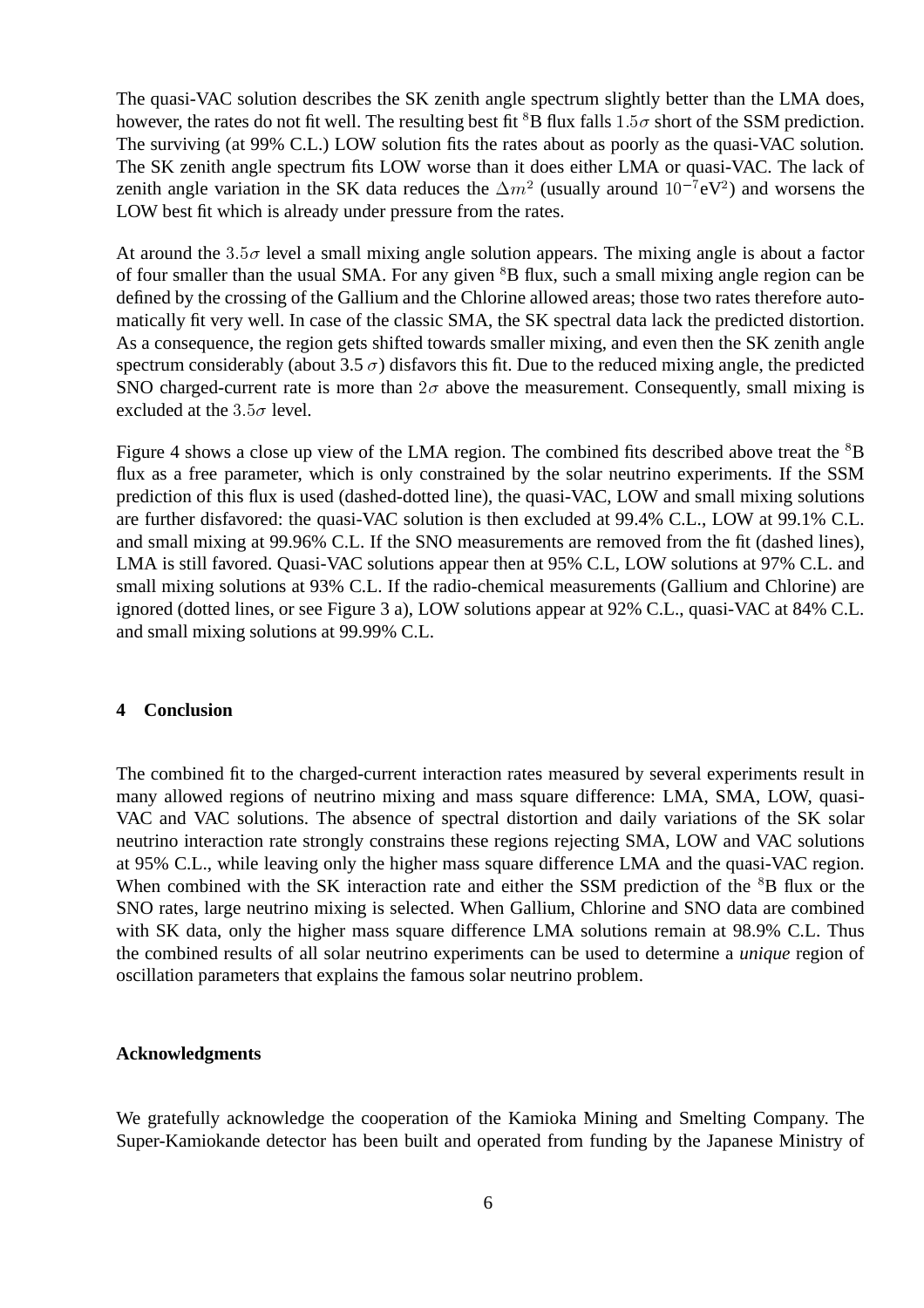The quasi-VAC solution describes the SK zenith angle spectrum slightly better than the LMA does, however, the rates do not fit well. The resulting best fit $^8$B flux falls $1.5\sigma$ short of the SSM prediction. The surviving (at 99% C.L.) LOW solution fits the rates about as poorly as the quasi-VAC solution. The SK zenith angle spectrum fits LOW worse than it does either LMA or quasi-VAC. The lack of zenith angle variation in the SK data reduces the $\Delta m^2$ (usually around $10^{-7}$eV$^2$) and worsens the LOW best fit which is already under pressure from the rates.

At around the $3.5\sigma$ level a small mixing angle solution appears. The mixing angle is about a factor of four smaller than the usual SMA. For any given $^8$B flux, such a small mixing angle region can be defined by the crossing of the Gallium and the Chlorine allowed areas; those two rates therefore automatically fit very well. In case of the classic SMA, the SK spectral data lack the predicted distortion. As a consequence, the region gets shifted towards smaller mixing, and even then the SK zenith angle spectrum considerably (about 3.5 $\sigma$) disfavors this fit. Due to the reduced mixing angle, the predicted SNO charged-current rate is more than $2\sigma$ above the measurement. Consequently, small mixing is excluded at the $3.5\sigma$ level.

Figure 4 shows a close up view of the LMA region. The combined fits described above treat the $^8$B flux as a free parameter, which is only constrained by the solar neutrino experiments. If the SSM prediction of this flux is used (dashed-dotted line), the quasi-VAC, LOW and small mixing solutions are further disfavored: the quasi-VAC solution is then excluded at 99.4% C.L., LOW at 99.1% C.L. and small mixing at 99.96% C.L. If the SNO measurements are removed from the fit (dashed lines), LMA is still favored. Quasi-VAC solutions appear then at 95% C.L, LOW solutions at 97% C.L. and small mixing solutions at 93% C.L. If the radio-chemical measurements (Gallium and Chlorine) are ignored (dotted lines, or see Figure 3 a), LOW solutions appear at 92% C.L., quasi-VAC at 84% C.L. and small mixing solutions at 99.99% C.L.

## 4 Conclusion

The combined fit to the charged-current interaction rates measured by several experiments result in many allowed regions of neutrino mixing and mass square difference: LMA, SMA, LOW, quasi-VAC and VAC solutions. The absence of spectral distortion and daily variations of the SK solar neutrino interaction rate strongly constrains these regions rejecting SMA, LOW and VAC solutions at 95% C.L., while leaving only the higher mass square difference LMA and the quasi-VAC region. When combined with the SK interaction rate and either the SSM prediction of the $^8$B flux or the SNO rates, large neutrino mixing is selected. When Gallium, Chlorine and SNO data are combined with SK data, only the higher mass square difference LMA solutions remain at 98.9% C.L. Thus the combined results of all solar neutrino experiments can be used to determine a *unique* region of oscillation parameters that explains the famous solar neutrino problem.

### Acknowledgments

We gratefully acknowledge the cooperation of the Kamioka Mining and Smelting Company. The Super-Kamiokande detector has been built and operated from funding by the Japanese Ministry of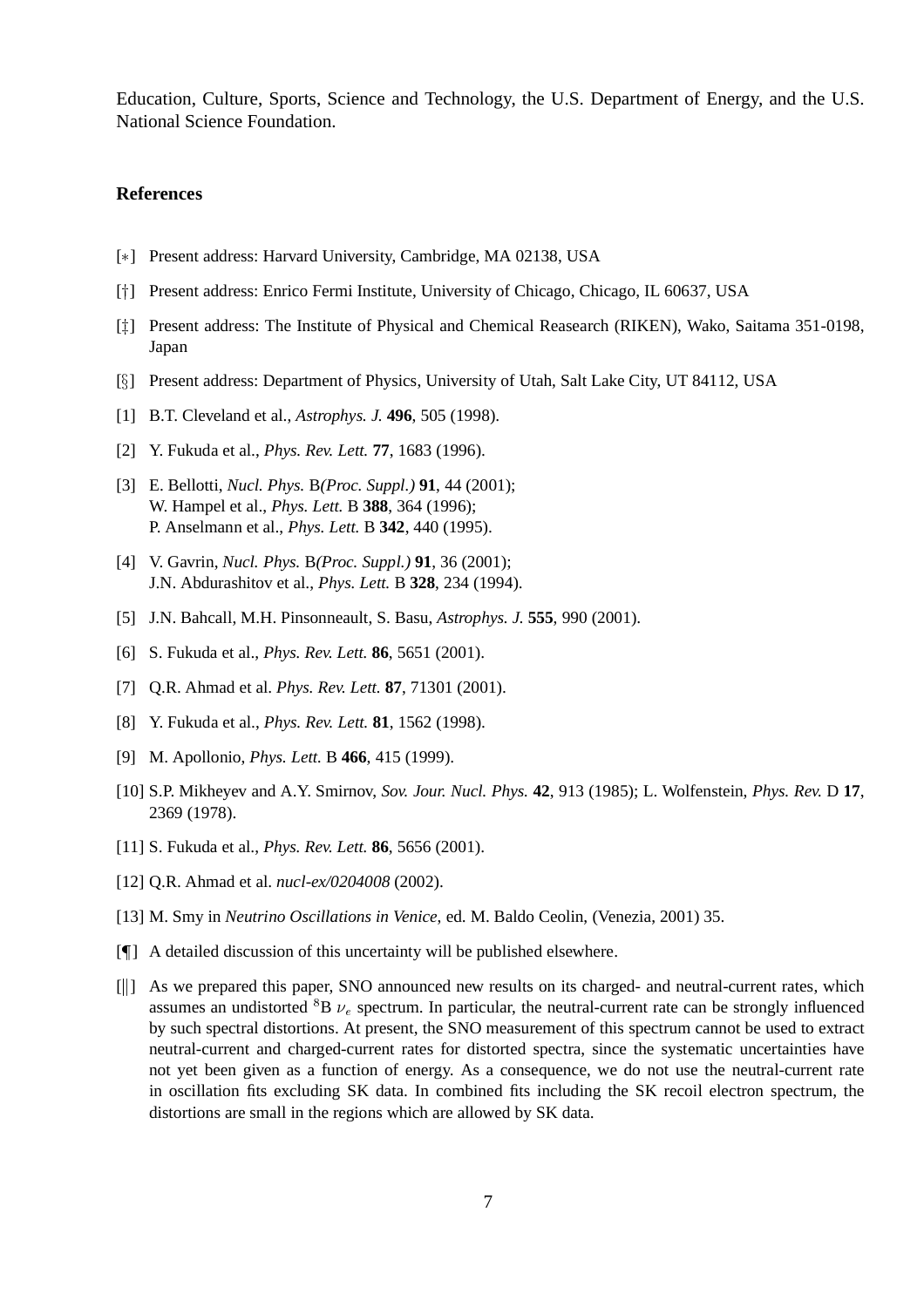Education, Culture, Sports, Science and Technology, the U.S. Department of Energy, and the U.S. National Science Foundation.

## References

[∗] Present address: Harvard University, Cambridge, MA 02138, USA

[†] Present address: Enrico Fermi Institute, University of Chicago, Chicago, IL 60637, USA

[‡] Present address: The Institute of Physical and Chemical Reasearch (RIKEN), Wako, Saitama 351-0198, Japan

[§] Present address: Department of Physics, University of Utah, Salt Lake City, UT 84112, USA

[1] B.T. Cleveland et al., *Astrophys. J.* **496**, 505 (1998).

[2] Y. Fukuda et al., *Phys. Rev. Lett.* **77**, 1683 (1996).

[3] E. Bellotti, *Nucl. Phys.* B*(Proc. Suppl.)* **91**, 44 (2001);
W. Hampel et al., *Phys. Lett.* B **388**, 364 (1996);
P. Anselmann et al., *Phys. Lett.* B **342**, 440 (1995).

[4] V. Gavrin, *Nucl. Phys.* B*(Proc. Suppl.)* **91**, 36 (2001);
J.N. Abdurashitov et al., *Phys. Lett.* B **328**, 234 (1994).

[5] J.N. Bahcall, M.H. Pinsonneault, S. Basu, *Astrophys. J.* **555**, 990 (2001).

[6] S. Fukuda et al., *Phys. Rev. Lett.* **86**, 5651 (2001).

[7] Q.R. Ahmad et al. *Phys. Rev. Lett.* **87**, 71301 (2001).

[8] Y. Fukuda et al., *Phys. Rev. Lett.* **81**, 1562 (1998).

[9] M. Apollonio, *Phys. Lett.* B **466**, 415 (1999).

[10] S.P. Mikheyev and A.Y. Smirnov, *Sov. Jour. Nucl. Phys.* **42**, 913 (1985); L. Wolfenstein, *Phys. Rev.* D **17**, 2369 (1978).

[11] S. Fukuda et al., *Phys. Rev. Lett.* **86**, 5656 (2001).

[12] Q.R. Ahmad et al. *nucl-ex/0204008* (2002).

[13] M. Smy in *Neutrino Oscillations in Venice*, ed. M. Baldo Ceolin, (Venezia, 2001) 35.

[¶] A detailed discussion of this uncertainty will be published elsewhere.

[‖] As we prepared this paper, SNO announced new results on its charged- and neutral-current rates, which assumes an undistorted $^{8}$B $\nu_e$ spectrum. In particular, the neutral-current rate can be strongly influenced by such spectral distortions. At present, the SNO measurement of this spectrum cannot be used to extract neutral-current and charged-current rates for distorted spectra, since the systematic uncertainties have not yet been given as a function of energy. As a consequence, we do not use the neutral-current rate in oscillation fits excluding SK data. In combined fits including the SK recoil electron spectrum, the distortions are small in the regions which are allowed by SK data.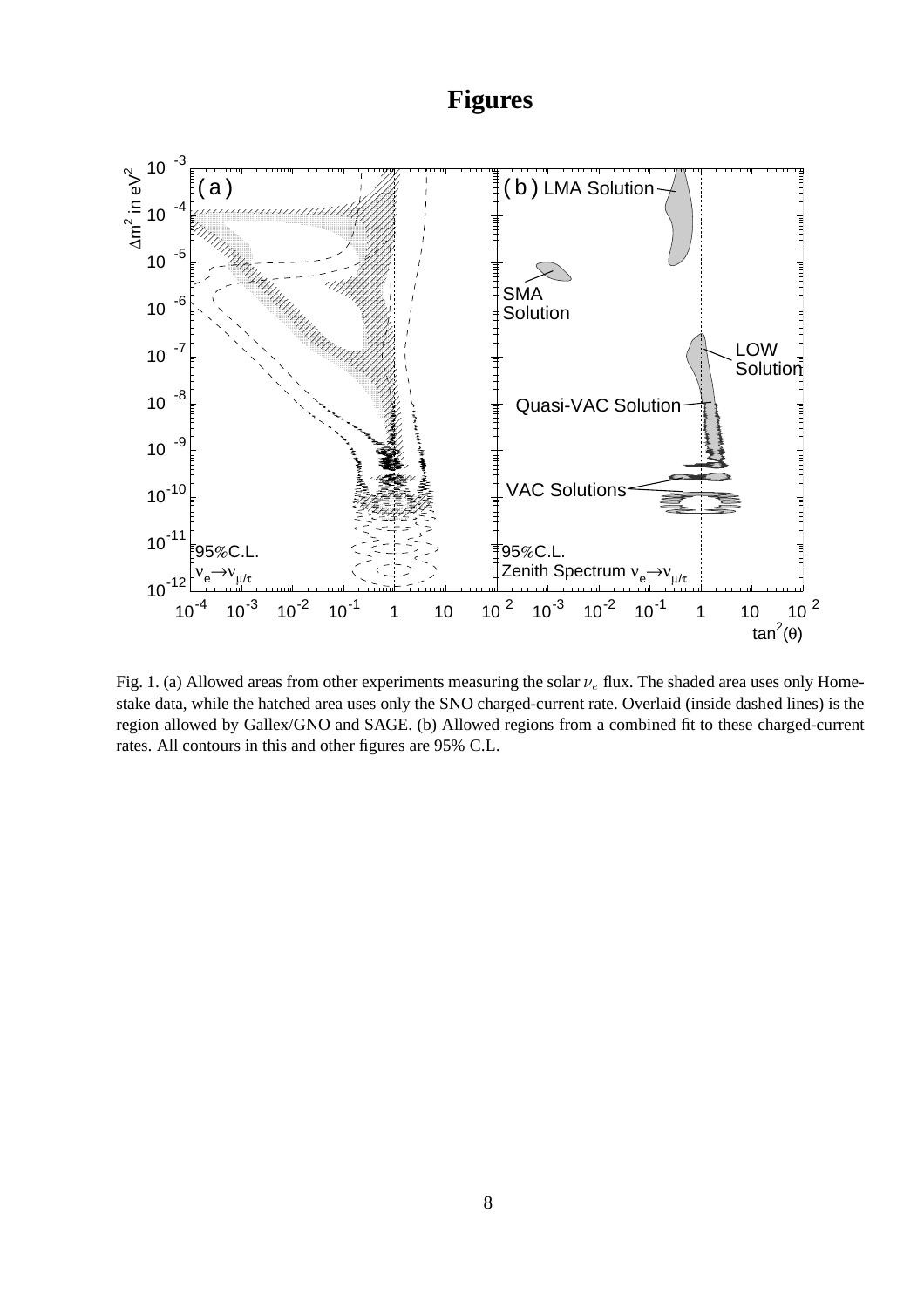# Figures

Fig. 1. (a) Allowed areas from other experiments measuring the solar $\nu_e$ flux. The shaded area uses only Homestake data, while the hatched area uses only the SNO charged-current rate. Overlaid (inside dashed lines) is the region allowed by Gallex/GNO and SAGE. (b) Allowed regions from a combined fit to these charged-current rates. All contours in this and other figures are 95% C.L.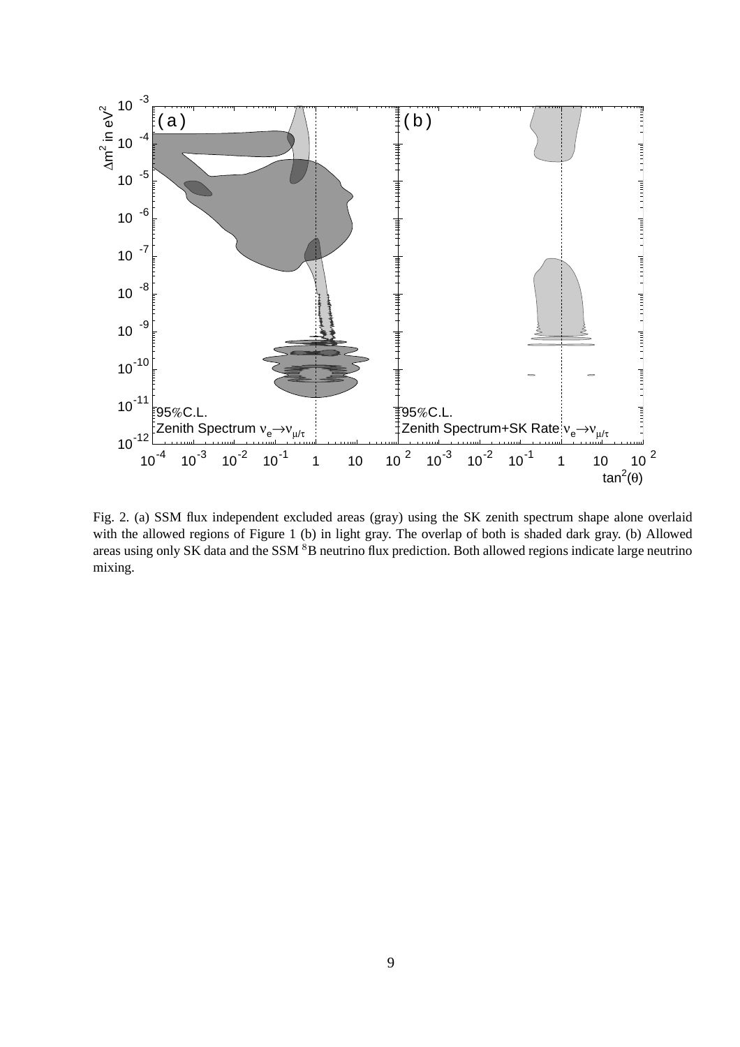Fig. 2. (a) SSM flux independent excluded areas (gray) using the SK zenith spectrum shape alone overlaid with the allowed regions of Figure 1 (b) in light gray. The overlap of both is shaded dark gray. (b) Allowed areas using only SK data and the SSM $^8$B neutrino flux prediction. Both allowed regions indicate large neutrino mixing.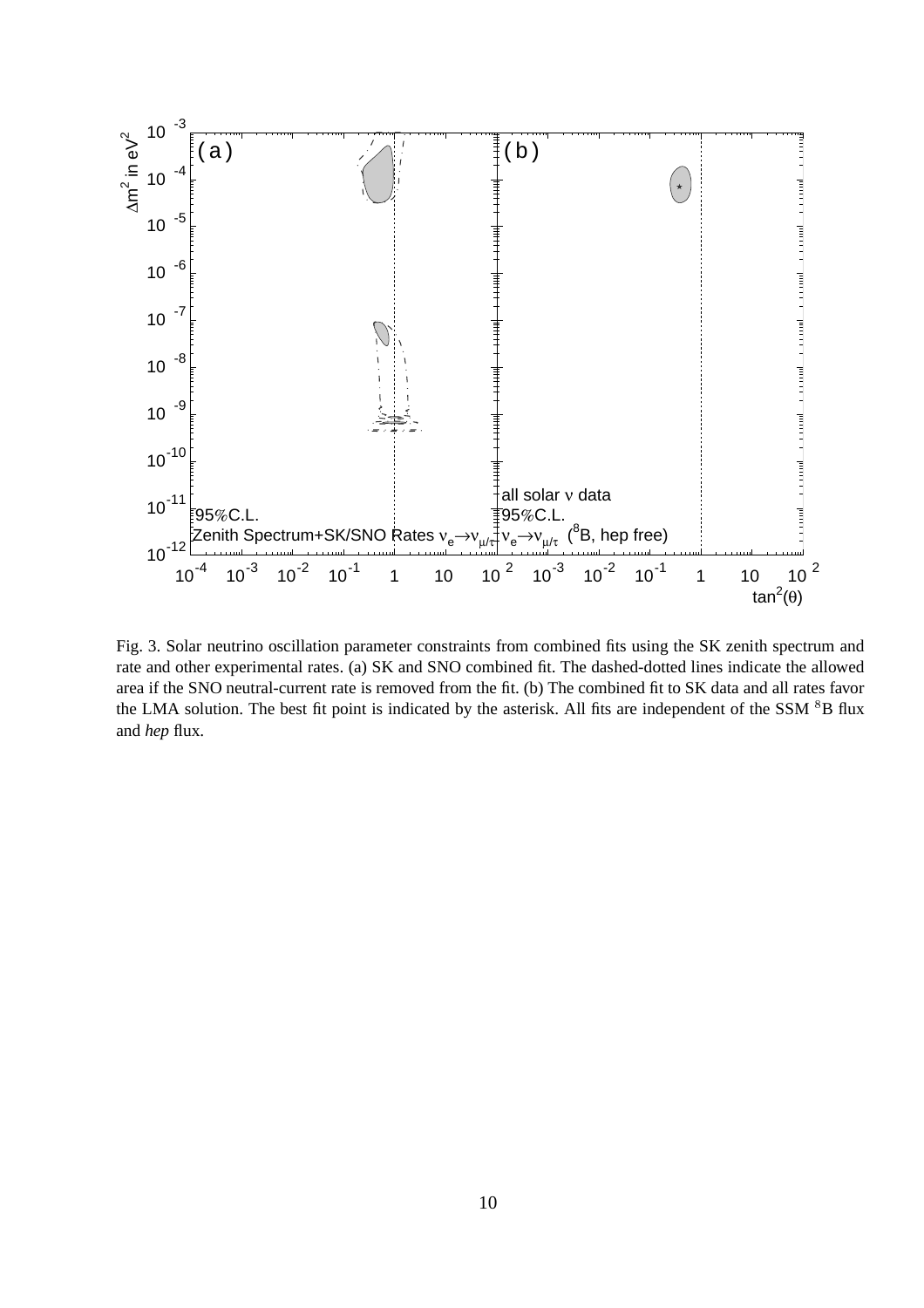Fig. 3. Solar neutrino oscillation parameter constraints from combined fits using the SK zenith spectrum and rate and other experimental rates. (a) SK and SNO combined fit. The dashed-dotted lines indicate the allowed area if the SNO neutral-current rate is removed from the fit. (b) The combined fit to SK data and all rates favor the LMA solution. The best fit point is indicated by the asterisk. All fits are independent of the SSM $^{8}$B flux and *hep* flux.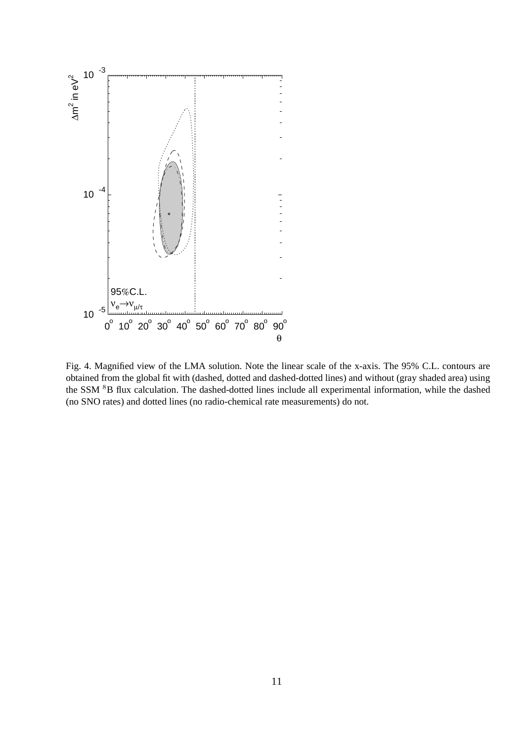Fig. 4. Magnified view of the LMA solution. Note the linear scale of the x-axis. The 95% C.L. contours are obtained from the global fit with (dashed, dotted and dashed-dotted lines) and without (gray shaded area) using the SSM $^8$B flux calculation. The dashed-dotted lines include all experimental information, while the dashed (no SNO rates) and dotted lines (no radio-chemical rate measurements) do not.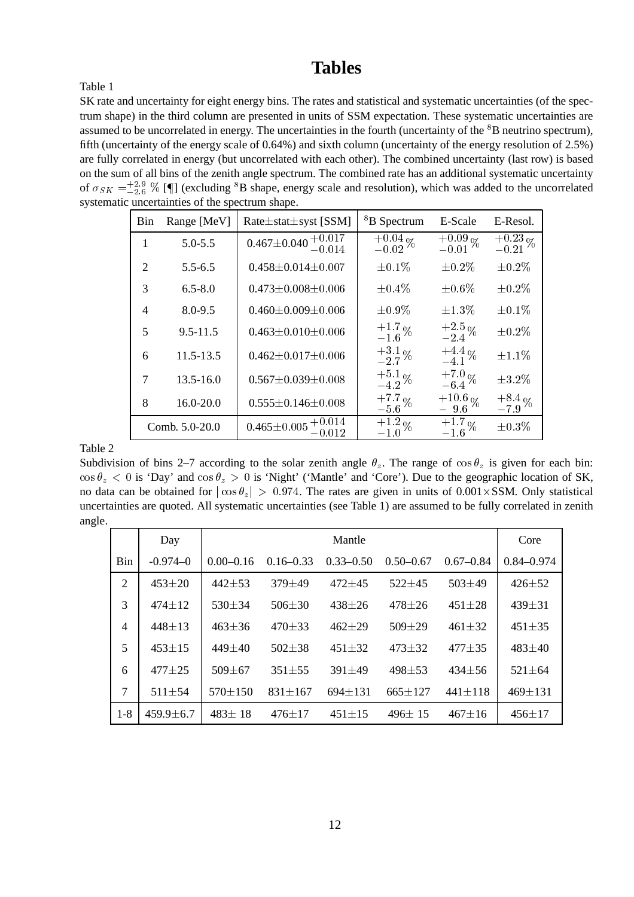# Tables

Table 1

SK rate and uncertainty for eight energy bins. The rates and statistical and systematic uncertainties (of the spectrum shape) in the third column are presented in units of SSM expectation. These systematic uncertainties are assumed to be uncorrelated in energy. The uncertainties in the fourth (uncertainty of the $^8$B neutrino spectrum), fifth (uncertainty of the energy scale of 0.64%) and sixth column (uncertainty of the energy resolution of 2.5%) are fully correlated in energy (but uncorrelated with each other). The combined uncertainty (last row) is based on the sum of all bins of the zenith angle spectrum. The combined rate has an additional systematic uncertainty of $\sigma_{SK} = ^{+2.9}_{-2.6}$ % [¶] (excluding $^8$B shape, energy scale and resolution), which was added to the uncorrelated systematic uncertainties of the spectrum shape.

| Bin | Range [MeV] | Rate±stat±syst [SSM] | $^8$B Spectrum | E-Scale | E-Resol. |
|---|---|---|---|---|---|
| 1 | 5.0-5.5 | $0.467 \pm 0.040\,^{+0.017}_{-0.014}$ | $^{+0.04}_{-0.02}\%$ | $^{+0.09}_{-0.01}\%$ | $^{+0.23}_{-0.21}\%$ |
| 2 | 5.5-6.5 | $0.458 \pm 0.014 \pm 0.007$ | $\pm 0.1\%$ | $\pm 0.2\%$ | $\pm 0.2\%$ |
| 3 | 6.5-8.0 | $0.473 \pm 0.008 \pm 0.006$ | $\pm 0.4\%$ | $\pm 0.6\%$ | $\pm 0.2\%$ |
| 4 | 8.0-9.5 | $0.460 \pm 0.009 \pm 0.006$ | $\pm 0.9\%$ | $\pm 1.3\%$ | $\pm 0.1\%$ |
| 5 | 9.5-11.5 | $0.463 \pm 0.010 \pm 0.006$ | $^{+1.7}_{-1.6}\%$ | $^{+2.5}_{-2.4}\%$ | $\pm 0.2\%$ |
| 6 | 11.5-13.5 | $0.462 \pm 0.017 \pm 0.006$ | $^{+3.1}_{-2.7}\%$ | $^{+4.4}_{-4.1}\%$ | $\pm 1.1\%$ |
| 7 | 13.5-16.0 | $0.567 \pm 0.039 \pm 0.008$ | $^{+5.1}_{-4.2}\%$ | $^{+7.0}_{-6.4}\%$ | $\pm 3.2\%$ |
| 8 | 16.0-20.0 | $0.555 \pm 0.146 \pm 0.008$ | $^{+7.7}_{-5.6}\%$ | $^{+10.6}_{-9.6}\%$ | $^{+8.4}_{-7.9}\%$ |
| Comb. 5.0-20.0 | | $0.465 \pm 0.005\,^{+0.014}_{-0.012}$ | $^{+1.2}_{-1.0}\%$ | $^{+1.7}_{-1.6}\%$ | $\pm 0.3\%$ |

Table 2

Subdivision of bins 2–7 according to the solar zenith angle $\theta_z$. The range of $\cos\theta_z$ is given for each bin: $\cos\theta_z < 0$ is 'Day' and $\cos\theta_z > 0$ is 'Night' ('Mantle' and 'Core'). Due to the geographic location of SK, no data can be obtained for $|\cos\theta_z| > 0.974$. The rates are given in units of $0.001 \times$SSM. Only statistical uncertainties are quoted. All systematic uncertainties (see Table 1) are assumed to be fully correlated in zenith angle.

| | Day | Mantle | | | | | Core |
|---|---|---|---|---|---|---|---|
| Bin | -0.974–0 | 0.00–0.16 | 0.16–0.33 | 0.33–0.50 | 0.50–0.67 | 0.67–0.84 | 0.84–0.974 |
| 2 | 453±20 | 442±53 | 379±49 | 472±45 | 522±45 | 503±49 | 426±52 |
| 3 | 474±12 | 530±34 | 506±30 | 438±26 | 478±26 | 451±28 | 439±31 |
| 4 | 448±13 | 463±36 | 470±33 | 462±29 | 509±29 | 461±32 | 451±35 |
| 5 | 453±15 | 449±40 | 502±38 | 451±32 | 473±32 | 477±35 | 483±40 |
| 6 | 477±25 | 509±67 | 351±55 | 391±49 | 498±53 | 434±56 | 521±64 |
| 7 | 511±54 | 570±150 | 831±167 | 694±131 | 665±127 | 441±118 | 469±131 |
| 1-8 | 459.9±6.7 | 483± 18 | 476±17 | 451±15 | 496± 15 | 467±16 | 456±17 |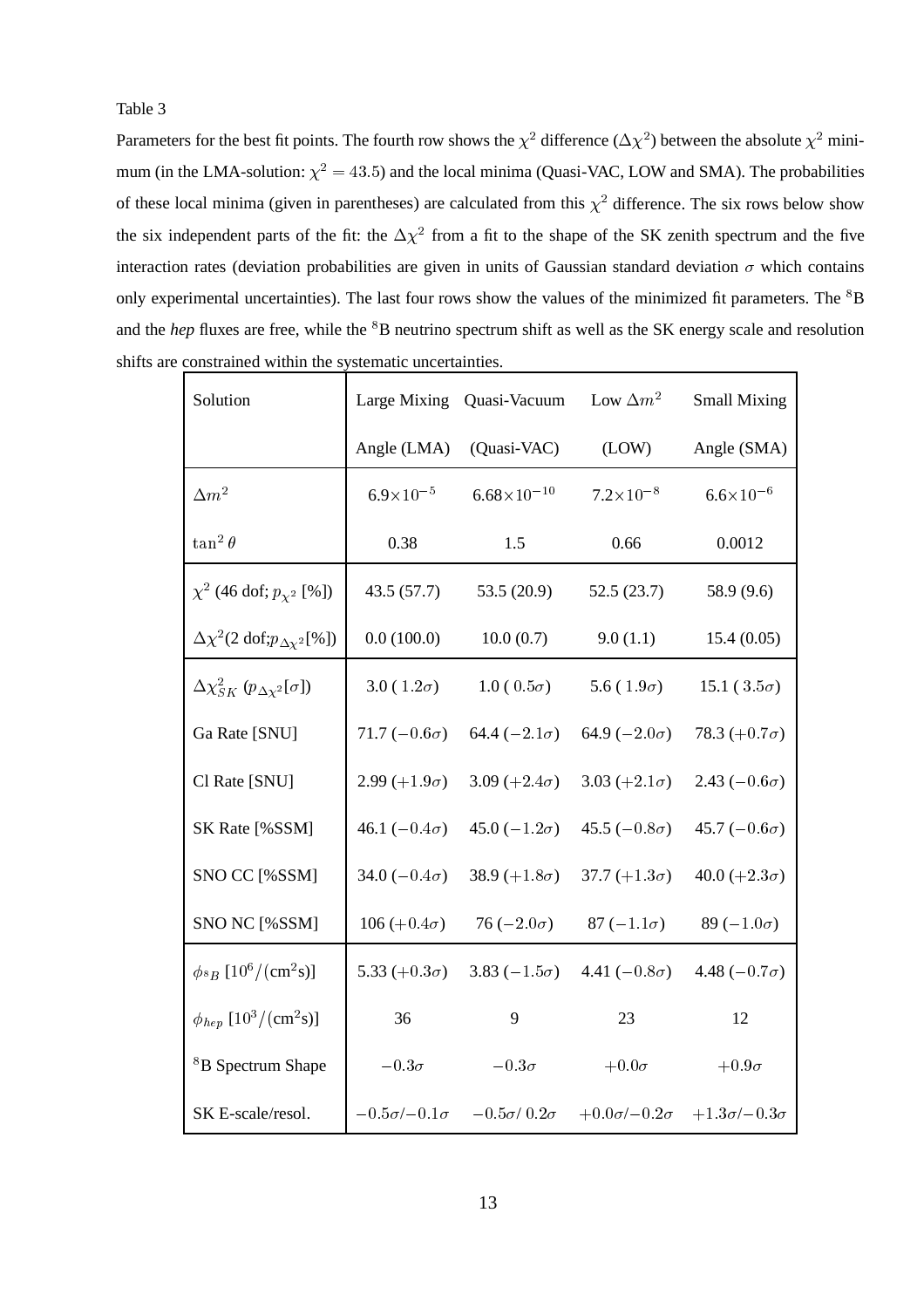Table 3

Parameters for the best fit points. The fourth row shows the $\chi^2$ difference ($\Delta\chi^2$) between the absolute $\chi^2$ minimum (in the LMA-solution: $\chi^2 = 43.5$) and the local minima (Quasi-VAC, LOW and SMA). The probabilities of these local minima (given in parentheses) are calculated from this $\chi^2$ difference. The six rows below show the six independent parts of the fit: the $\Delta\chi^2$ from a fit to the shape of the SK zenith spectrum and the five interaction rates (deviation probabilities are given in units of Gaussian standard deviation $\sigma$ which contains only experimental uncertainties). The last four rows show the values of the minimized fit parameters. The $^8$B and the *hep* fluxes are free, while the $^8$B neutrino spectrum shift as well as the SK energy scale and resolution shifts are constrained within the systematic uncertainties.

| Solution | Large Mixing Angle (LMA) | Quasi-Vacuum (Quasi-VAC) | Low $\Delta m^2$ (LOW) | Small Mixing Angle (SMA) |
|---|---|---|---|---|
| $\Delta m^2$ | $6.9\times10^{-5}$ | $6.68\times10^{-10}$ | $7.2\times10^{-8}$ | $6.6\times10^{-6}$ |
| $\tan^2\theta$ | 0.38 | 1.5 | 0.66 | 0.0012 |
| $\chi^2$ (46 dof; $p_{\chi^2}$ [%]) | 43.5 (57.7) | 53.5 (20.9) | 52.5 (23.7) | 58.9 (9.6) |
| $\Delta\chi^2$(2 dof;$p_{\Delta\chi^2}$[%]) | 0.0 (100.0) | 10.0 (0.7) | 9.0 (1.1) | 15.4 (0.05) |
| $\Delta\chi^2_{SK}$ ($p_{\Delta\chi^2}[\sigma]$) | 3.0 ( $1.2\sigma$) | 1.0 ( $0.5\sigma$) | 5.6 ( $1.9\sigma$) | 15.1 ( $3.5\sigma$) |
| Ga Rate [SNU] | 71.7 ($-0.6\sigma$) | 64.4 ($-2.1\sigma$) | 64.9 ($-2.0\sigma$) | 78.3 ($+0.7\sigma$) |
| Cl Rate [SNU] | 2.99 ($+1.9\sigma$) | 3.09 ($+2.4\sigma$) | 3.03 ($+2.1\sigma$) | 2.43 ($-0.6\sigma$) |
| SK Rate [%SSM] | 46.1 ($-0.4\sigma$) | 45.0 ($-1.2\sigma$) | 45.5 ($-0.8\sigma$) | 45.7 ($-0.6\sigma$) |
| SNO CC [%SSM] | 34.0 ($-0.4\sigma$) | 38.9 ($+1.8\sigma$) | 37.7 ($+1.3\sigma$) | 40.0 ($+2.3\sigma$) |
| SNO NC [%SSM] | 106 ($+0.4\sigma$) | 76 ($-2.0\sigma$) | 87 ($-1.1\sigma$) | 89 ($-1.0\sigma$) |
| $\phi_{^8B}$ [$10^6/(\text{cm}^2\text{s})$] | 5.33 ($+0.3\sigma$) | 3.83 ($-1.5\sigma$) | 4.41 ($-0.8\sigma$) | 4.48 ($-0.7\sigma$) |
| $\phi_{hep}$ [$10^3/(\text{cm}^2\text{s})$] | 36 | 9 | 23 | 12 |
| $^8$B Spectrum Shape | $-0.3\sigma$ | $-0.3\sigma$ | $+0.0\sigma$ | $+0.9\sigma$ |
| SK E-scale/resol. | $-0.5\sigma/-0.1\sigma$ | $-0.5\sigma/\ 0.2\sigma$ | $+0.0\sigma/-0.2\sigma$ | $+1.3\sigma/-0.3\sigma$ |